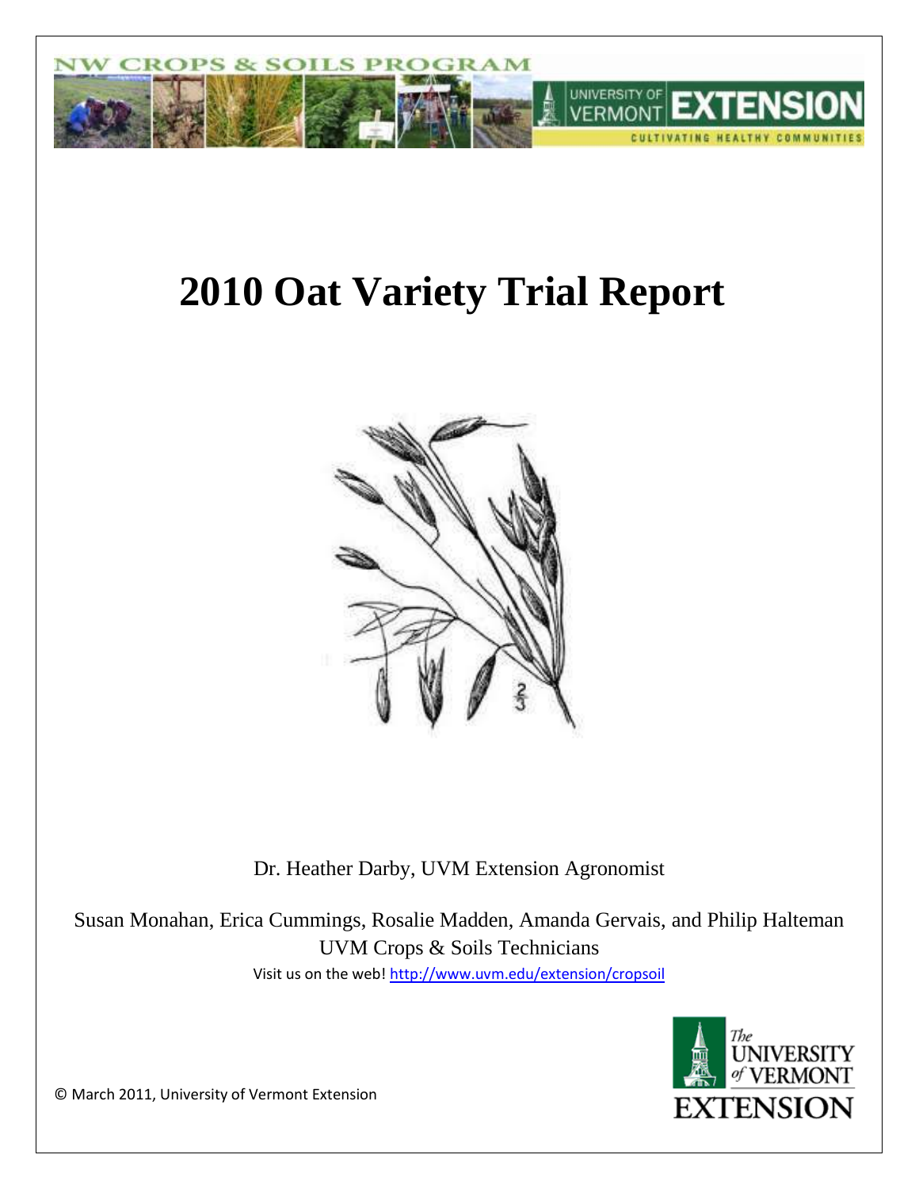# 2010 Oat Variety Trial Report

Dr. Heather Darby, UVM Extension Agronomist

Susan Monahan, Erica Cummings, Rosalie Madden, Amanda Gervais, and Philip Halteman
UVM Crops & Soils Technicians

Visit us on the web! http://www.uvm.edu/extension/cropsoil

© March 2011, University of Vermont Extension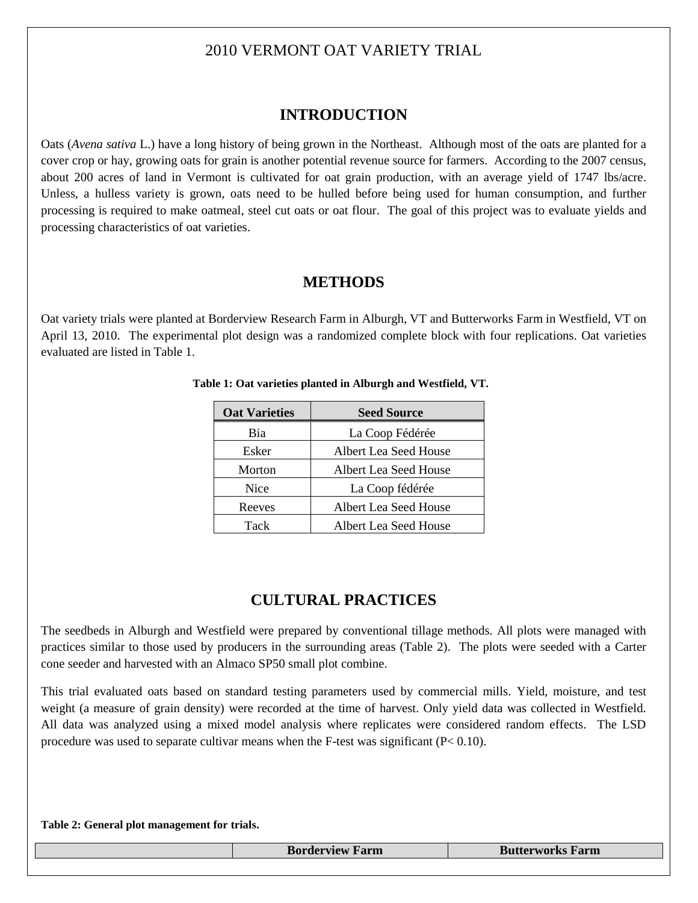2010 VERMONT OAT VARIETY TRIAL

## INTRODUCTION

Oats (*Avena sativa* L.) have a long history of being grown in the Northeast. Although most of the oats are planted for a cover crop or hay, growing oats for grain is another potential revenue source for farmers. According to the 2007 census, about 200 acres of land in Vermont is cultivated for oat grain production, with an average yield of 1747 lbs/acre. Unless, a hulless variety is grown, oats need to be hulled before being used for human consumption, and further processing is required to make oatmeal, steel cut oats or oat flour. The goal of this project was to evaluate yields and processing characteristics of oat varieties.

## METHODS

Oat variety trials were planted at Borderview Research Farm in Alburgh, VT and Butterworks Farm in Westfield, VT on April 13, 2010. The experimental plot design was a randomized complete block with four replications. Oat varieties evaluated are listed in Table 1.

**Table 1: Oat varieties planted in Alburgh and Westfield, VT.**

| Oat Varieties | Seed Source |
|---|---|
| Bia | La Coop Fédérée |
| Esker | Albert Lea Seed House |
| Morton | Albert Lea Seed House |
| Nice | La Coop fédérée |
| Reeves | Albert Lea Seed House |
| Tack | Albert Lea Seed House |

## CULTURAL PRACTICES

The seedbeds in Alburgh and Westfield were prepared by conventional tillage methods. All plots were managed with practices similar to those used by producers in the surrounding areas (Table 2). The plots were seeded with a Carter cone seeder and harvested with an Almaco SP50 small plot combine.

This trial evaluated oats based on standard testing parameters used by commercial mills. Yield, moisture, and test weight (a measure of grain density) were recorded at the time of harvest. Only yield data was collected in Westfield. All data was analyzed using a mixed model analysis where replicates were considered random effects. The LSD procedure was used to separate cultivar means when the F-test was significant ($P < 0.10$).

**Table 2: General plot management for trials.**

| | Borderview Farm | Butterworks Farm |
|---|---|---|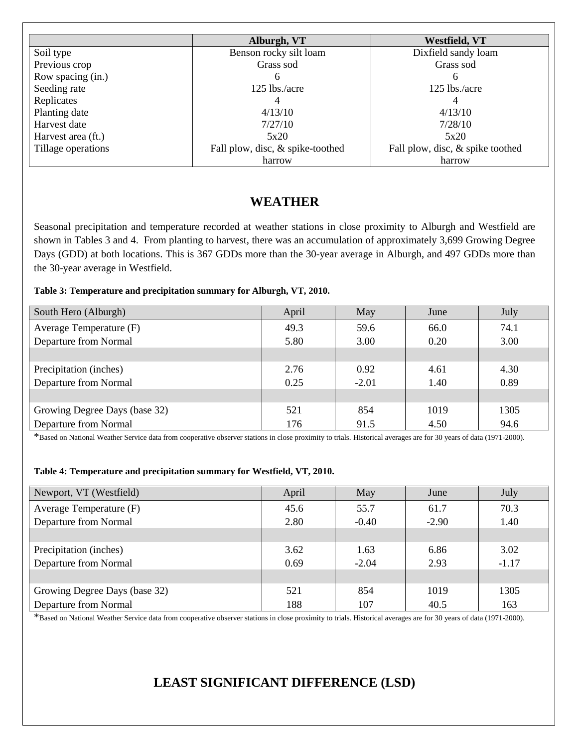| | Alburgh, VT | Westfield, VT |
|---|---|---|
| Soil type | Benson rocky silt loam | Dixfield sandy loam |
| Previous crop | Grass sod | Grass sod |
| Row spacing (in.) | 6 | 6 |
| Seeding rate | 125 lbs./acre | 125 lbs./acre |
| Replicates | 4 | 4 |
| Planting date | 4/13/10 | 4/13/10 |
| Harvest date | 7/27/10 | 7/28/10 |
| Harvest area (ft.) | 5x20 | 5x20 |
| Tillage operations | Fall plow, disc, & spike-toothed harrow | Fall plow, disc, & spike toothed harrow |

## WEATHER

Seasonal precipitation and temperature recorded at weather stations in close proximity to Alburgh and Westfield are shown in Tables 3 and 4. From planting to harvest, there was an accumulation of approximately 3,699 Growing Degree Days (GDD) at both locations. This is 367 GDDs more than the 30-year average in Alburgh, and 497 GDDs more than the 30-year average in Westfield.

**Table 3: Temperature and precipitation summary for Alburgh, VT, 2010.**

| South Hero (Alburgh) | April | May | June | July |
|---|---|---|---|---|
| Average Temperature (F) | 49.3 | 59.6 | 66.0 | 74.1 |
| Departure from Normal | 5.80 | 3.00 | 0.20 | 3.00 |
| | | | | |
| Precipitation (inches) | 2.76 | 0.92 | 4.61 | 4.30 |
| Departure from Normal | 0.25 | -2.01 | 1.40 | 0.89 |
| | | | | |
| Growing Degree Days (base 32) | 521 | 854 | 1019 | 1305 |
| Departure from Normal | 176 | 91.5 | 4.50 | 94.6 |

*Based on National Weather Service data from cooperative observer stations in close proximity to trials. Historical averages are for 30 years of data (1971-2000).

**Table 4: Temperature and precipitation summary for Westfield, VT, 2010.**

| Newport, VT (Westfield) | April | May | June | July |
|---|---|---|---|---|
| Average Temperature (F) | 45.6 | 55.7 | 61.7 | 70.3 |
| Departure from Normal | 2.80 | -0.40 | -2.90 | 1.40 |
| | | | | |
| Precipitation (inches) | 3.62 | 1.63 | 6.86 | 3.02 |
| Departure from Normal | 0.69 | -2.04 | 2.93 | -1.17 |
| | | | | |
| Growing Degree Days (base 32) | 521 | 854 | 1019 | 1305 |
| Departure from Normal | 188 | 107 | 40.5 | 163 |

*Based on National Weather Service data from cooperative observer stations in close proximity to trials. Historical averages are for 30 years of data (1971-2000).

## LEAST SIGNIFICANT DIFFERENCE (LSD)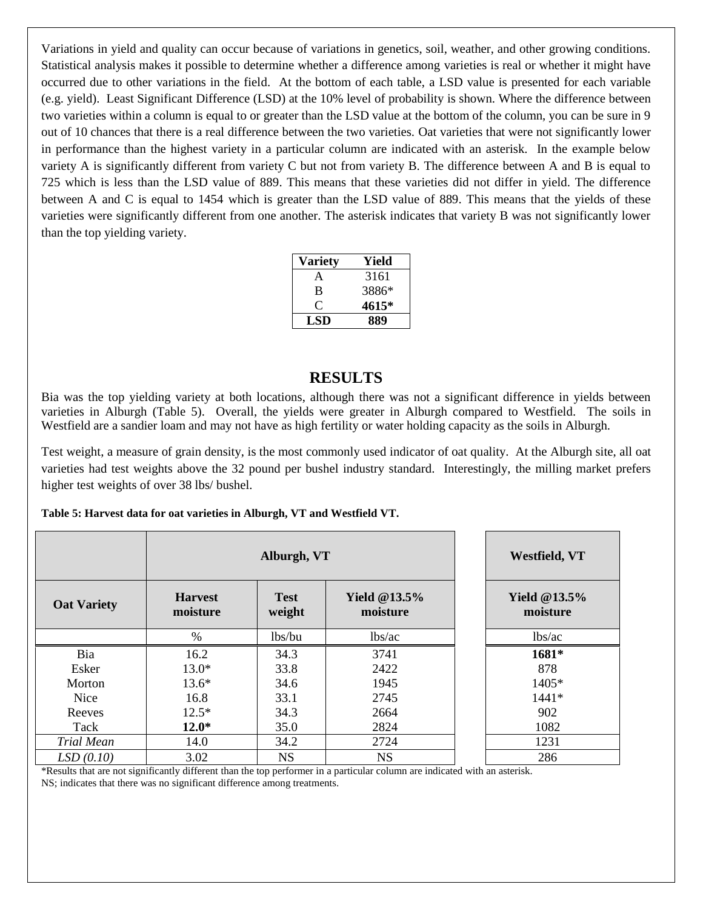Variations in yield and quality can occur because of variations in genetics, soil, weather, and other growing conditions. Statistical analysis makes it possible to determine whether a difference among varieties is real or whether it might have occurred due to other variations in the field. At the bottom of each table, a LSD value is presented for each variable (e.g. yield). Least Significant Difference (LSD) at the 10% level of probability is shown. Where the difference between two varieties within a column is equal to or greater than the LSD value at the bottom of the column, you can be sure in 9 out of 10 chances that there is a real difference between the two varieties. Oat varieties that were not significantly lower in performance than the highest variety in a particular column are indicated with an asterisk. In the example below variety A is significantly different from variety C but not from variety B. The difference between A and B is equal to 725 which is less than the LSD value of 889. This means that these varieties did not differ in yield. The difference between A and C is equal to 1454 which is greater than the LSD value of 889. This means that the yields of these varieties were significantly different from one another. The asterisk indicates that variety B was not significantly lower than the top yielding variety.

| Variety | Yield |
|---|---|
| A | 3161 |
| B | 3886* |
| C | **4615*** |
| **LSD** | **889** |

## RESULTS

Bia was the top yielding variety at both locations, although there was not a significant difference in yields between varieties in Alburgh (Table 5). Overall, the yields were greater in Alburgh compared to Westfield. The soils in Westfield are a sandier loam and may not have as high fertility or water holding capacity as the soils in Alburgh.

Test weight, a measure of grain density, is the most commonly used indicator of oat quality. At the Alburgh site, all oat varieties had test weights above the 32 pound per bushel industry standard. Interestingly, the milling market prefers higher test weights of over 38 lbs/ bushel.

**Table 5: Harvest data for oat varieties in Alburgh, VT and Westfield VT.**

| | Alburgh, VT | | | Westfield, VT |
|---|---|---|---|---|
| **Oat Variety** | **Harvest moisture** | **Test weight** | **Yield @13.5% moisture** | **Yield @13.5% moisture** |
| | % | lbs/bu | lbs/ac | lbs/ac |
| Bia | 16.2 | 34.3 | 3741 | **1681*** |
| Esker | 13.0* | 33.8 | 2422 | 878 |
| Morton | 13.6* | 34.6 | 1945 | 1405* |
| Nice | 16.8 | 33.1 | 2745 | 1441* |
| Reeves | 12.5* | 34.3 | 2664 | 902 |
| Tack | **12.0*** | 35.0 | 2824 | 1082 |
| *Trial Mean* | 14.0 | 34.2 | 2724 | 1231 |
| *LSD (0.10)* | 3.02 | NS | NS | 286 |

*Results that are not significantly different than the top performer in a particular column are indicated with an asterisk.
NS; indicates that there was no significant difference among treatments.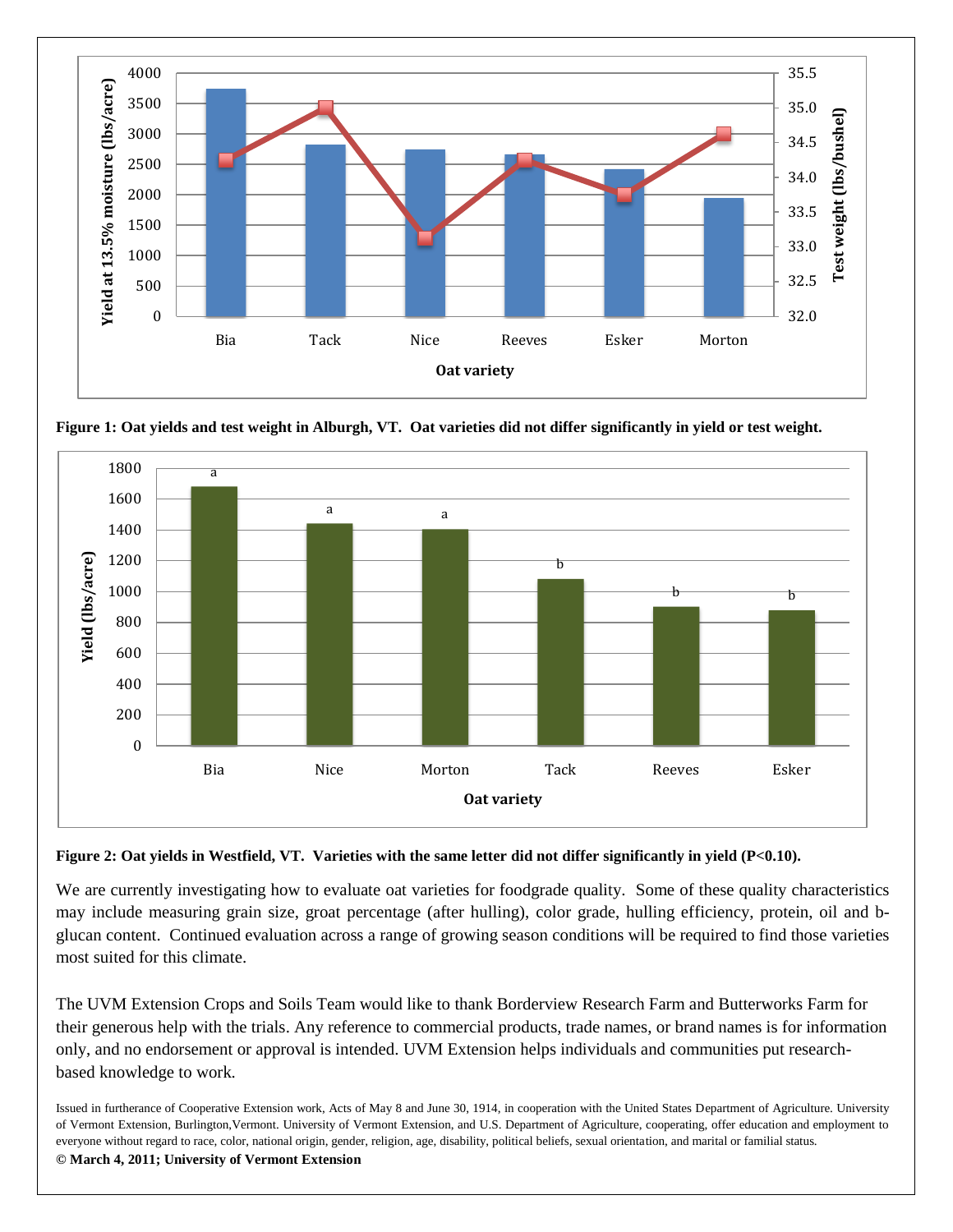4000
3500
3000
2500
2000
1500
1000
500
0

Yield at 13.5% moisture (lbs/acre)

35.5
35.0
34.5
34.0
33.5
33.0
32.5
32.0

Test weight (lbs/bushel)

Bia Tack Nice Reeves Esker Morton

Oat variety

**Figure 1: Oat yields and test weight in Alburgh, VT. Oat varieties did not differ significantly in yield or test weight.**

1800
1600
1400
1200
1000
800
600
400
200
0

Yield (lbs/acre)

a a a b b b

Bia Nice Morton Tack Reeves Esker

Oat variety

**Figure 2: Oat yields in Westfield, VT. Varieties with the same letter did not differ significantly in yield (P<0.10).**

We are currently investigating how to evaluate oat varieties for foodgrade quality. Some of these quality characteristics may include measuring grain size, groat percentage (after hulling), color grade, hulling efficiency, protein, oil and b-glucan content. Continued evaluation across a range of growing season conditions will be required to find those varieties most suited for this climate.

The UVM Extension Crops and Soils Team would like to thank Borderview Research Farm and Butterworks Farm for their generous help with the trials. Any reference to commercial products, trade names, or brand names is for information only, and no endorsement or approval is intended. UVM Extension helps individuals and communities put research-based knowledge to work.

Issued in furtherance of Cooperative Extension work, Acts of May 8 and June 30, 1914, in cooperation with the United States Department of Agriculture. University of Vermont Extension, Burlington,Vermont. University of Vermont Extension, and U.S. Department of Agriculture, cooperating, offer education and employment to everyone without regard to race, color, national origin, gender, religion, age, disability, political beliefs, sexual orientation, and marital or familial status.

**© March 4, 2011; University of Vermont Extension**